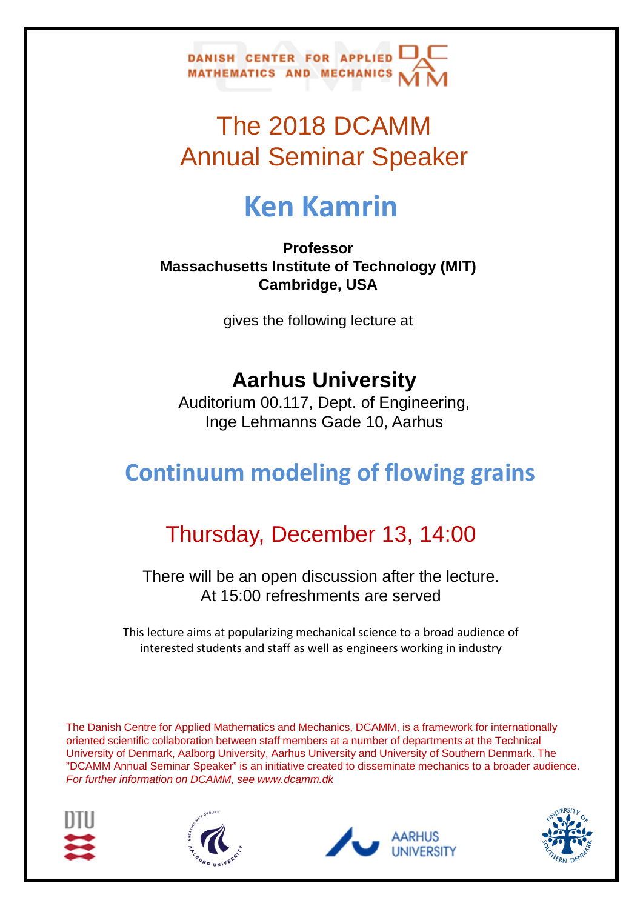DANISH CENTER FOR APPLIED MATHEMATICS AND MECHANICS

# The 2018 DCAMM Annual Seminar Speaker

# Ken Kamrin

**Professor**
**Massachusetts Institute of Technology (MIT)**
**Cambridge, USA**

gives the following lecture at

## Aarhus University

Auditorium 00.117, Dept. of Engineering,
Inge Lehmanns Gade 10, Aarhus

## Continuum modeling of flowing grains

## Thursday, December 13, 14:00

There will be an open discussion after the lecture.
At 15:00 refreshments are served

This lecture aims at popularizing mechanical science to a broad audience of interested students and staff as well as engineers working in industry

The Danish Centre for Applied Mathematics and Mechanics, DCAMM, is a framework for internationally oriented scientific collaboration between staff members at a number of departments at the Technical University of Denmark, Aalborg University, Aarhus University and University of Southern Denmark. The "DCAMM Annual Seminar Speaker" is an initiative created to disseminate mechanics to a broader audience. *For further information on DCAMM, see www.dcamm.dk*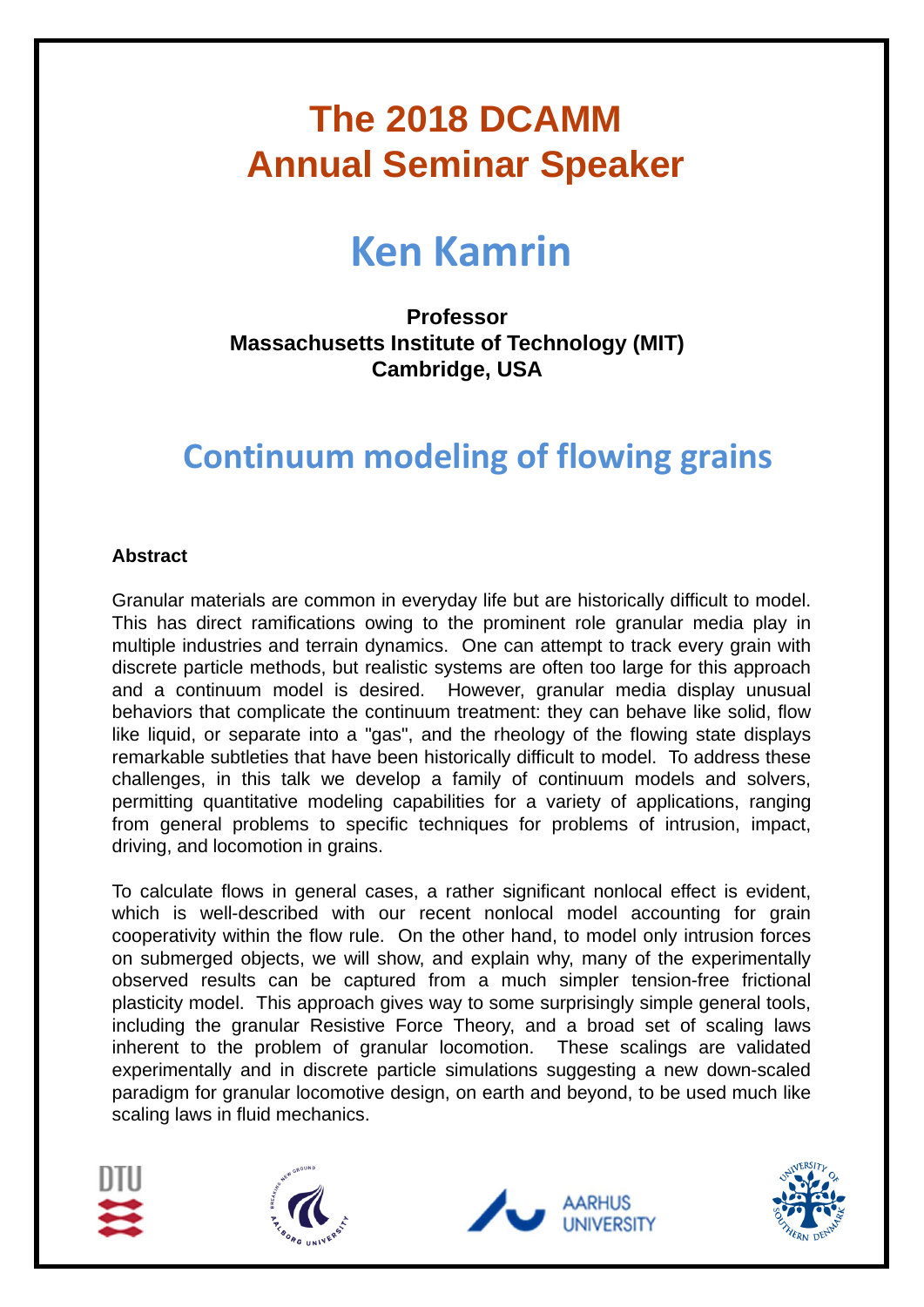# The 2018 DCAMM Annual Seminar Speaker

# Ken Kamrin

**Professor**
**Massachusetts Institute of Technology (MIT)**
**Cambridge, USA**

## Continuum modeling of flowing grains

**Abstract**

Granular materials are common in everyday life but are historically difficult to model. This has direct ramifications owing to the prominent role granular media play in multiple industries and terrain dynamics. One can attempt to track every grain with discrete particle methods, but realistic systems are often too large for this approach and a continuum model is desired. However, granular media display unusual behaviors that complicate the continuum treatment: they can behave like solid, flow like liquid, or separate into a "gas", and the rheology of the flowing state displays remarkable subtleties that have been historically difficult to model. To address these challenges, in this talk we develop a family of continuum models and solvers, permitting quantitative modeling capabilities for a variety of applications, ranging from general problems to specific techniques for problems of intrusion, impact, driving, and locomotion in grains.

To calculate flows in general cases, a rather significant nonlocal effect is evident, which is well-described with our recent nonlocal model accounting for grain cooperativity within the flow rule. On the other hand, to model only intrusion forces on submerged objects, we will show, and explain why, many of the experimentally observed results can be captured from a much simpler tension-free frictional plasticity model. This approach gives way to some surprisingly simple general tools, including the granular Resistive Force Theory, and a broad set of scaling laws inherent to the problem of granular locomotion. These scalings are validated experimentally and in discrete particle simulations suggesting a new down-scaled paradigm for granular locomotive design, on earth and beyond, to be used much like scaling laws in fluid mechanics.

DTU

AALBORG UNIVERSITY

AARHUS UNIVERSITY

UNIVERSITY OF SOUTHERN DENMARK